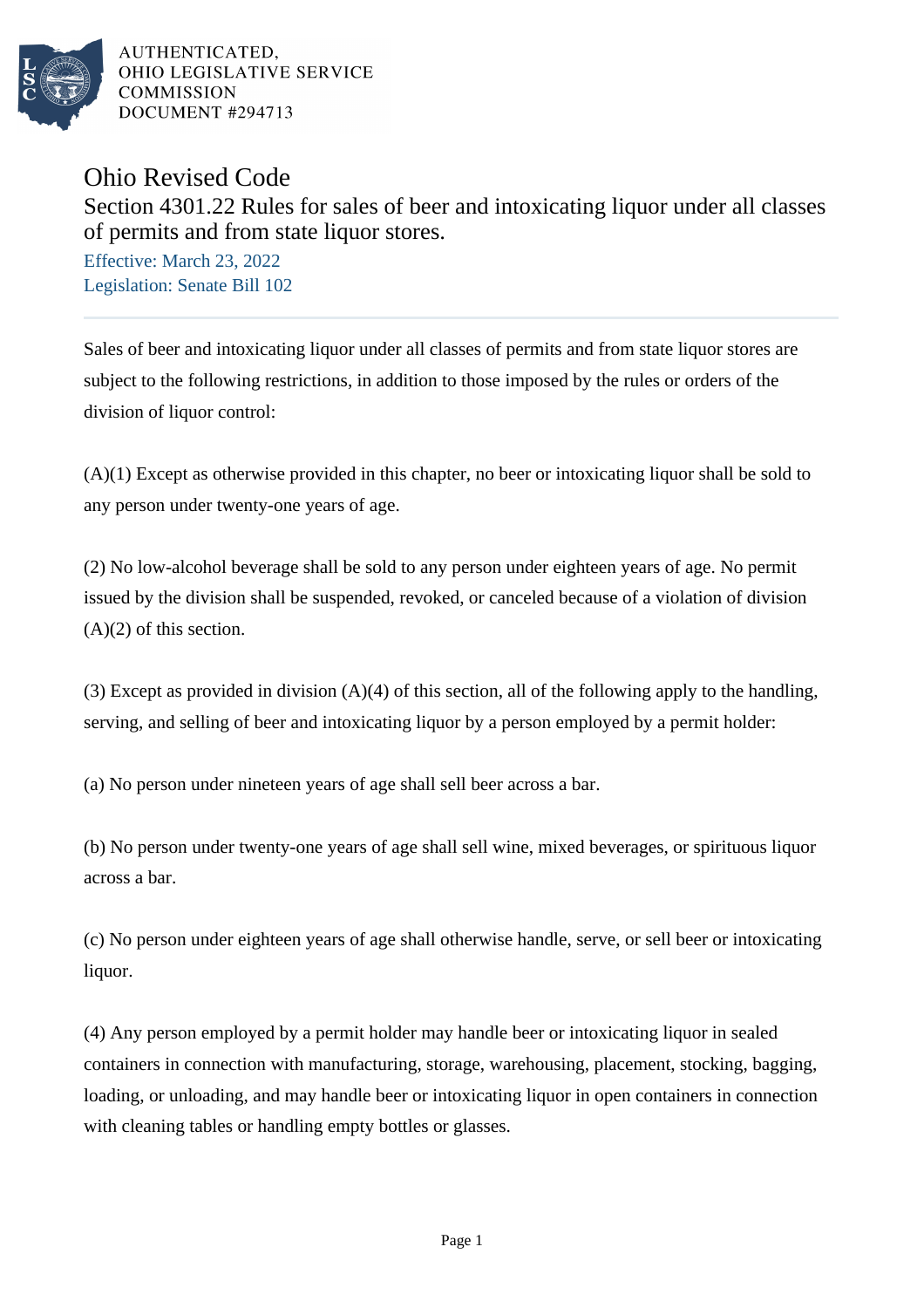AUTHENTICATED,
OHIO LEGISLATIVE SERVICE
COMMISSION
DOCUMENT #294713

# Ohio Revised Code

## Section 4301.22 Rules for sales of beer and intoxicating liquor under all classes of permits and from state liquor stores.

Effective: March 23, 2022
Legislation: Senate Bill 102

---

Sales of beer and intoxicating liquor under all classes of permits and from state liquor stores are subject to the following restrictions, in addition to those imposed by the rules or orders of the division of liquor control:

(A)(1) Except as otherwise provided in this chapter, no beer or intoxicating liquor shall be sold to any person under twenty-one years of age.

(2) No low-alcohol beverage shall be sold to any person under eighteen years of age. No permit issued by the division shall be suspended, revoked, or canceled because of a violation of division (A)(2) of this section.

(3) Except as provided in division (A)(4) of this section, all of the following apply to the handling, serving, and selling of beer and intoxicating liquor by a person employed by a permit holder:

(a) No person under nineteen years of age shall sell beer across a bar.

(b) No person under twenty-one years of age shall sell wine, mixed beverages, or spirituous liquor across a bar.

(c) No person under eighteen years of age shall otherwise handle, serve, or sell beer or intoxicating liquor.

(4) Any person employed by a permit holder may handle beer or intoxicating liquor in sealed containers in connection with manufacturing, storage, warehousing, placement, stocking, bagging, loading, or unloading, and may handle beer or intoxicating liquor in open containers in connection with cleaning tables or handling empty bottles or glasses.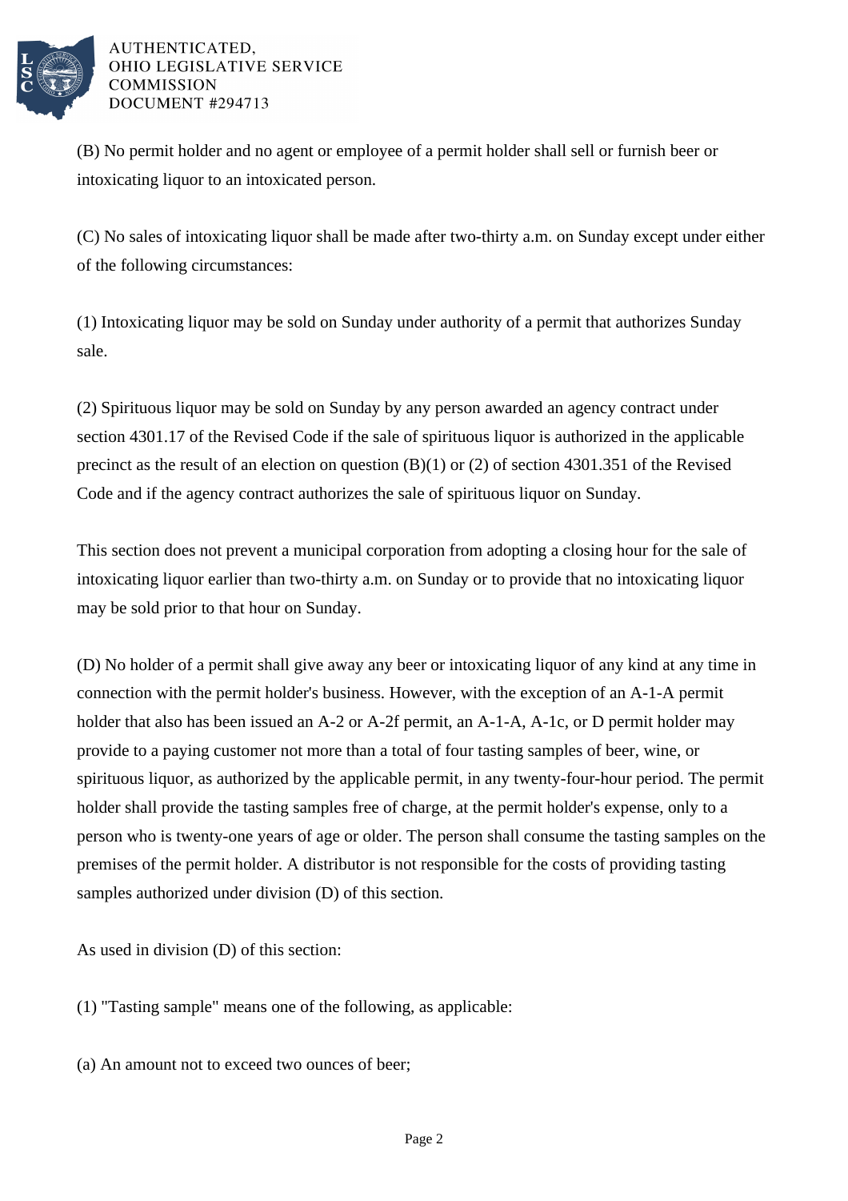(B) No permit holder and no agent or employee of a permit holder shall sell or furnish beer or intoxicating liquor to an intoxicated person.

(C) No sales of intoxicating liquor shall be made after two-thirty a.m. on Sunday except under either of the following circumstances:

(1) Intoxicating liquor may be sold on Sunday under authority of a permit that authorizes Sunday sale.

(2) Spirituous liquor may be sold on Sunday by any person awarded an agency contract under section 4301.17 of the Revised Code if the sale of spirituous liquor is authorized in the applicable precinct as the result of an election on question (B)(1) or (2) of section 4301.351 of the Revised Code and if the agency contract authorizes the sale of spirituous liquor on Sunday.

This section does not prevent a municipal corporation from adopting a closing hour for the sale of intoxicating liquor earlier than two-thirty a.m. on Sunday or to provide that no intoxicating liquor may be sold prior to that hour on Sunday.

(D) No holder of a permit shall give away any beer or intoxicating liquor of any kind at any time in connection with the permit holder's business. However, with the exception of an A-1-A permit holder that also has been issued an A-2 or A-2f permit, an A-1-A, A-1c, or D permit holder may provide to a paying customer not more than a total of four tasting samples of beer, wine, or spirituous liquor, as authorized by the applicable permit, in any twenty-four-hour period. The permit holder shall provide the tasting samples free of charge, at the permit holder's expense, only to a person who is twenty-one years of age or older. The person shall consume the tasting samples on the premises of the permit holder. A distributor is not responsible for the costs of providing tasting samples authorized under division (D) of this section.

As used in division (D) of this section:

(1) "Tasting sample" means one of the following, as applicable:

(a) An amount not to exceed two ounces of beer;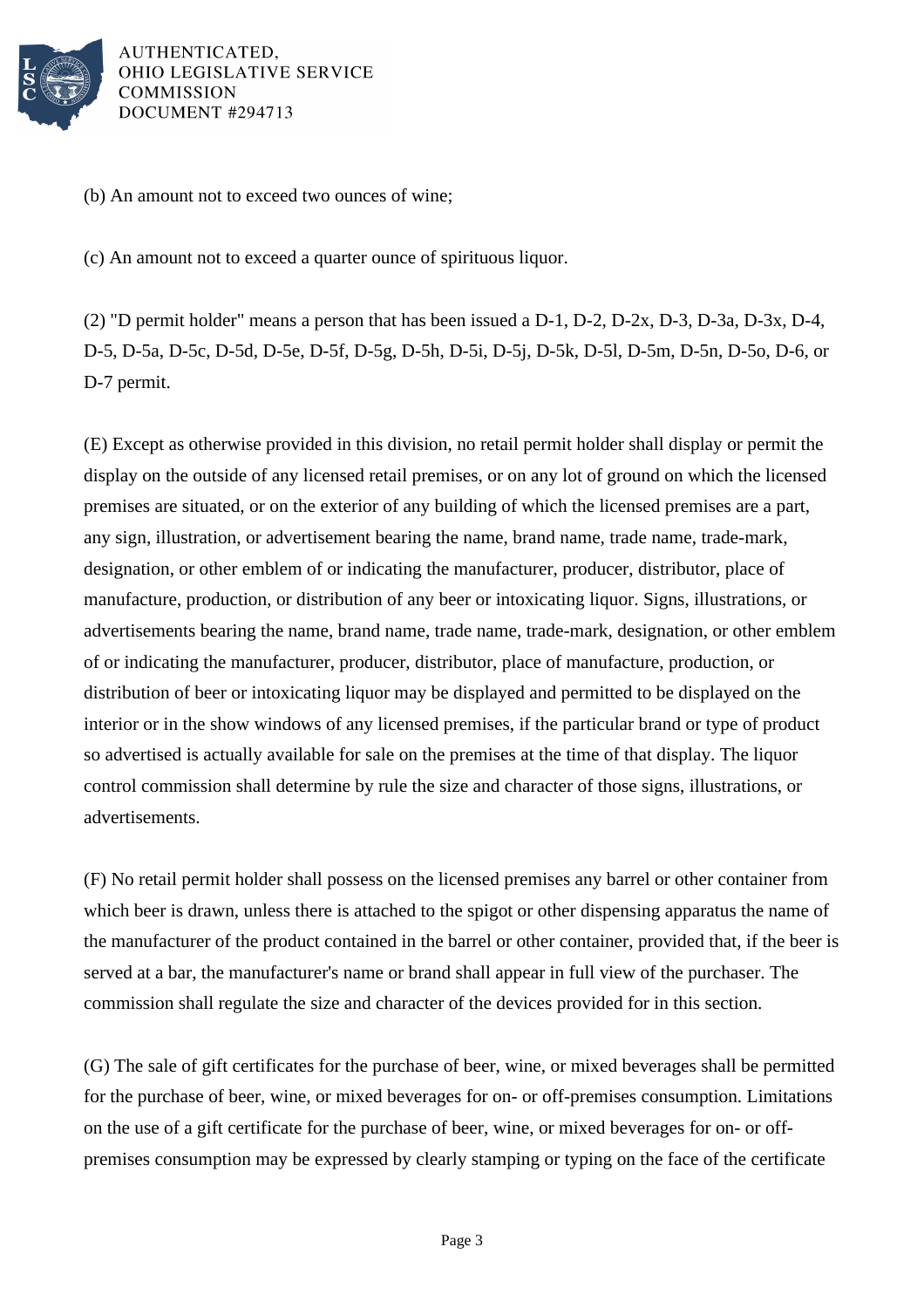(b) An amount not to exceed two ounces of wine;

(c) An amount not to exceed a quarter ounce of spirituous liquor.

(2) "D permit holder" means a person that has been issued a D-1, D-2, D-2x, D-3, D-3a, D-3x, D-4, D-5, D-5a, D-5c, D-5d, D-5e, D-5f, D-5g, D-5h, D-5i, D-5j, D-5k, D-5l, D-5m, D-5n, D-5o, D-6, or D-7 permit.

(E) Except as otherwise provided in this division, no retail permit holder shall display or permit the display on the outside of any licensed retail premises, or on any lot of ground on which the licensed premises are situated, or on the exterior of any building of which the licensed premises are a part, any sign, illustration, or advertisement bearing the name, brand name, trade name, trade-mark, designation, or other emblem of or indicating the manufacturer, producer, distributor, place of manufacture, production, or distribution of any beer or intoxicating liquor. Signs, illustrations, or advertisements bearing the name, brand name, trade name, trade-mark, designation, or other emblem of or indicating the manufacturer, producer, distributor, place of manufacture, production, or distribution of beer or intoxicating liquor may be displayed and permitted to be displayed on the interior or in the show windows of any licensed premises, if the particular brand or type of product so advertised is actually available for sale on the premises at the time of that display. The liquor control commission shall determine by rule the size and character of those signs, illustrations, or advertisements.

(F) No retail permit holder shall possess on the licensed premises any barrel or other container from which beer is drawn, unless there is attached to the spigot or other dispensing apparatus the name of the manufacturer of the product contained in the barrel or other container, provided that, if the beer is served at a bar, the manufacturer's name or brand shall appear in full view of the purchaser. The commission shall regulate the size and character of the devices provided for in this section.

(G) The sale of gift certificates for the purchase of beer, wine, or mixed beverages shall be permitted for the purchase of beer, wine, or mixed beverages for on- or off-premises consumption. Limitations on the use of a gift certificate for the purchase of beer, wine, or mixed beverages for on- or off-premises consumption may be expressed by clearly stamping or typing on the face of the certificate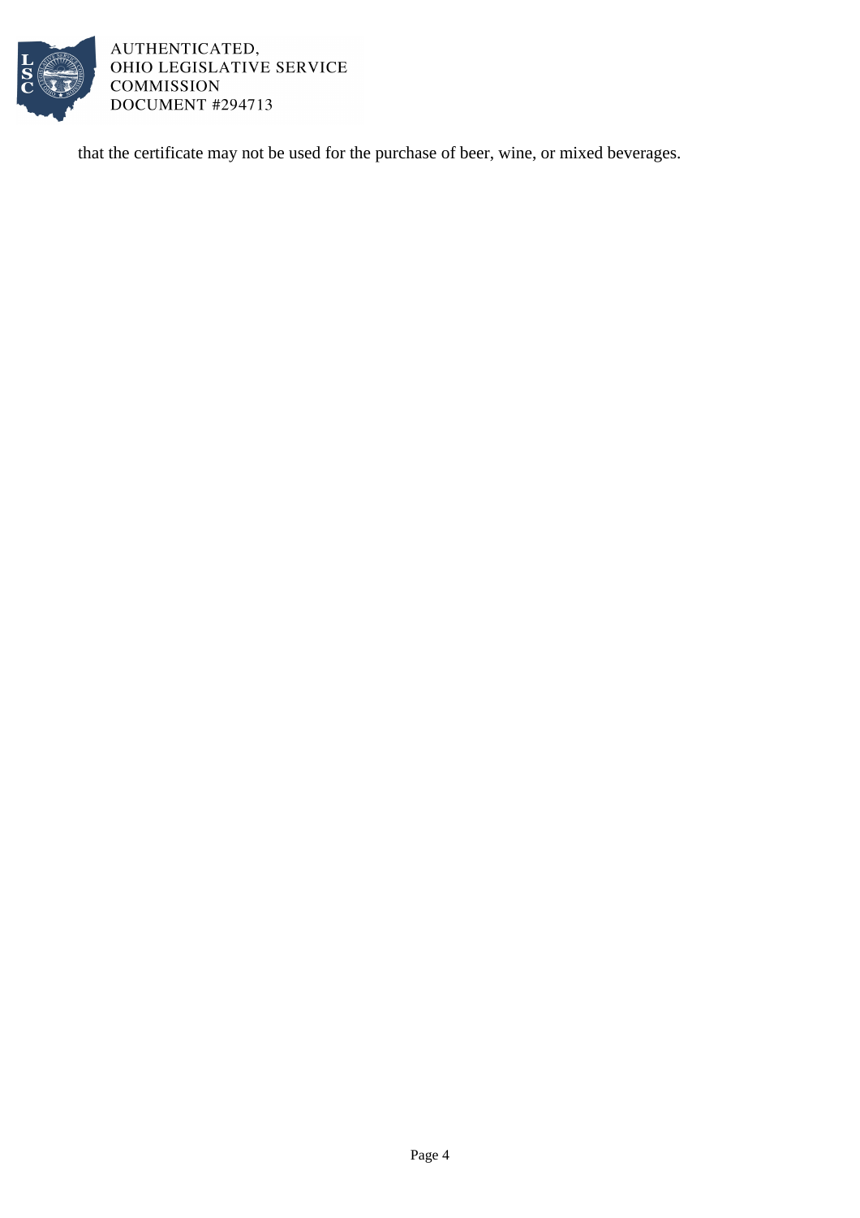that the certificate may not be used for the purchase of beer, wine, or mixed beverages.